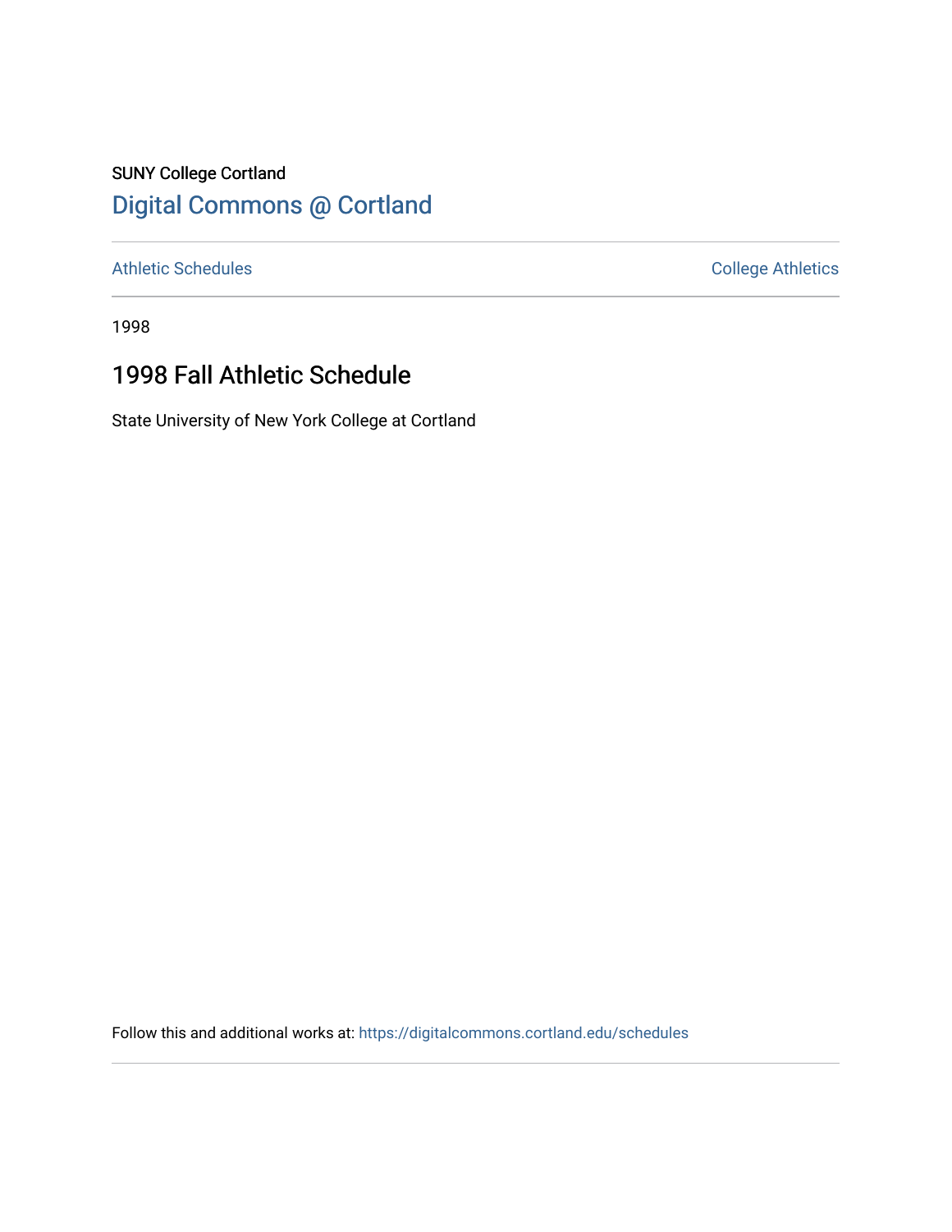SUNY College Cortland

# Digital Commons @ Cortland

Athletic Schedules

College Athletics

1998

## 1998 Fall Athletic Schedule

State University of New York College at Cortland

Follow this and additional works at: https://digitalcommons.cortland.edu/schedules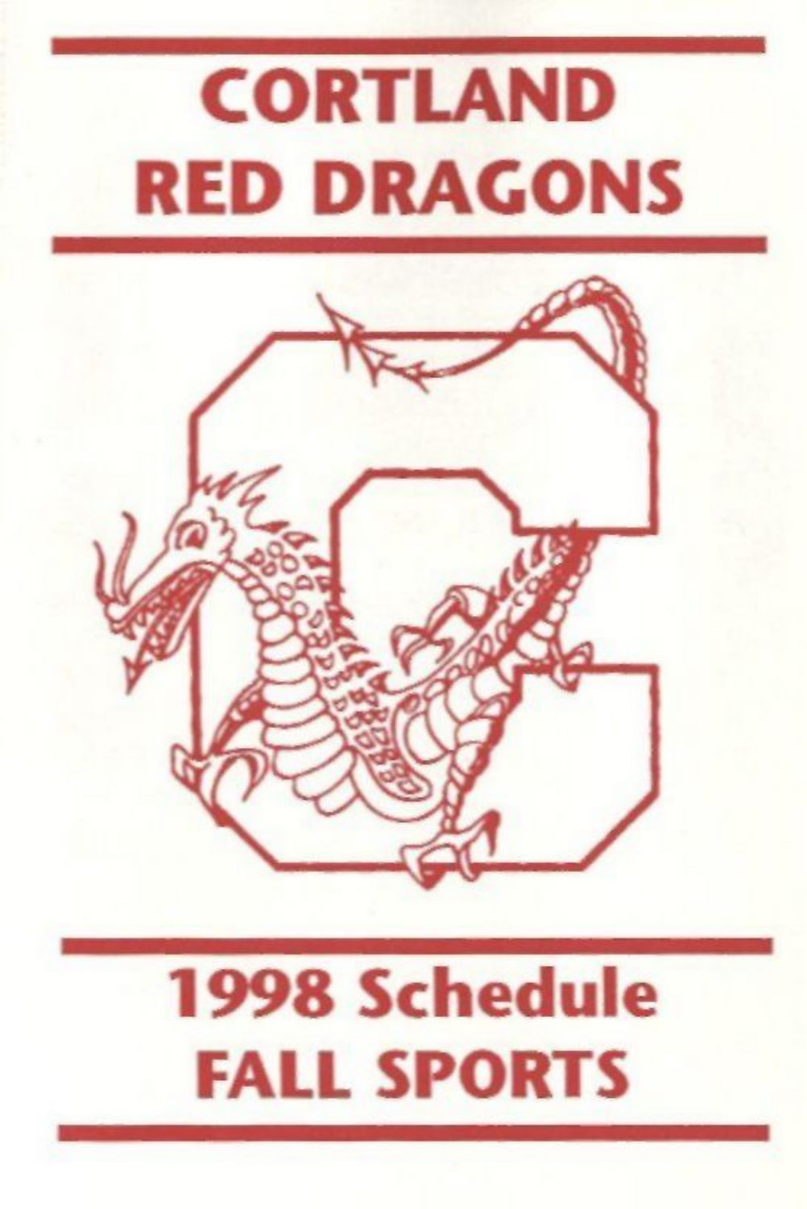# CORTLAND RED DRAGONS

# 1998 Schedule FALL SPORTS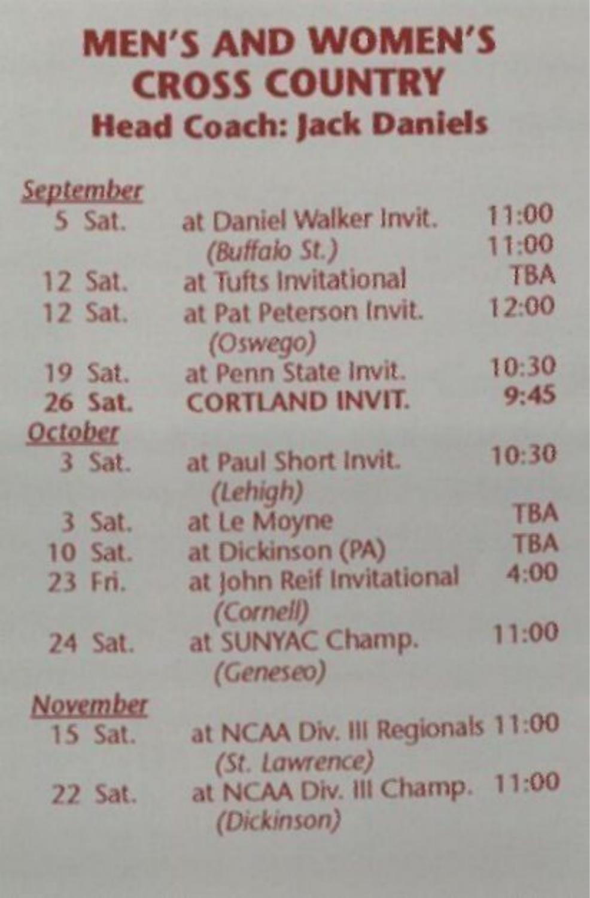# MEN'S AND WOMEN'S CROSS COUNTRY

## Head Coach: Jack Daniels

**September**

| | | |
|---|---|---|
| 5 Sat. | at Daniel Walker Invit. | 11:00 |
| | *(Buffalo St.)* | 11:00 |
| 12 Sat. | at Tufts Invitational | TBA |
| 12 Sat. | at Pat Peterson Invit. *(Oswego)* | 12:00 |
| 19 Sat. | at Penn State Invit. | 10:30 |
| **26 Sat.** | **CORTLAND INVIT.** | **9:45** |

**October**

| | | |
|---|---|---|
| 3 Sat. | at Paul Short Invit. *(Lehigh)* | 10:30 |
| 3 Sat. | at Le Moyne | TBA |
| 10 Sat. | at Dickinson (PA) | TBA |
| 23 Fri. | at John Reif Invitational *(Cornell)* | 4:00 |
| 24 Sat. | at SUNYAC Champ. *(Geneseo)* | 11:00 |

**November**

| | | |
|---|---|---|
| 15 Sat. | at NCAA Div. III Regionals *(St. Lawrence)* | 11:00 |
| 22 Sat. | at NCAA Div. III Champ. *(Dickinson)* | 11:00 |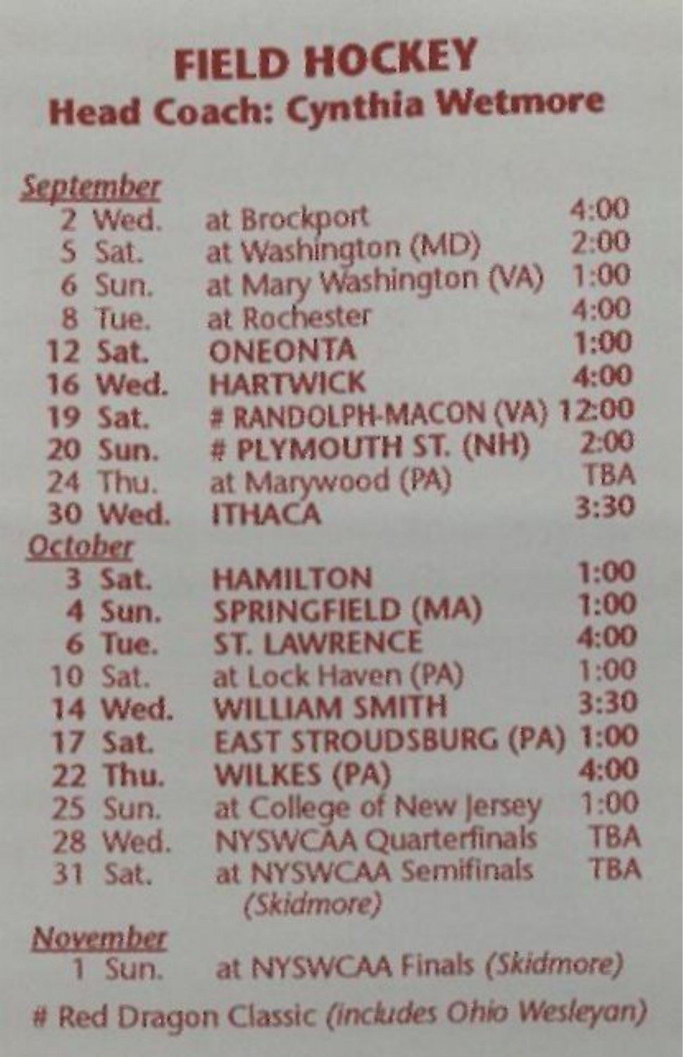# FIELD HOCKEY
## Head Coach: Cynthia Wetmore

**September**

| Date | Day | Opponent | Time |
|---|---|---|---|
| 2 | Wed. | at Brockport | 4:00 |
| 5 | Sat. | at Washington (MD) | 2:00 |
| 6 | Sun. | at Mary Washington (VA) | 1:00 |
| 8 | Tue. | at Rochester | 4:00 |
| **12** | **Sat.** | **ONEONTA** | **1:00** |
| **16** | **Wed.** | **HARTWICK** | **4:00** |
| **19** | **Sat.** | **# RANDOLPH-MACON (VA)** | **12:00** |
| **20** | **Sun.** | **# PLYMOUTH ST. (NH)** | **2:00** |
| 24 | Thu. | at Marywood (PA) | TBA |
| **30** | **Wed.** | **ITHACA** | **3:30** |

**October**

| Date | Day | Opponent | Time |
|---|---|---|---|
| **3** | **Sat.** | **HAMILTON** | **1:00** |
| **4** | **Sun.** | **SPRINGFIELD (MA)** | **1:00** |
| **6** | **Tue.** | **ST. LAWRENCE** | **4:00** |
| 10 | Sat. | at Lock Haven (PA) | 1:00 |
| **14** | **Wed.** | **WILLIAM SMITH** | **3:30** |
| **17** | **Sat.** | **EAST STROUDSBURG (PA)** | **1:00** |
| **22** | **Thu.** | **WILKES (PA)** | **4:00** |
| 25 | Sun. | at College of New Jersey | 1:00 |
| 28 | Wed. | NYSWCAA Quarterfinals | TBA |
| 31 | Sat. | at NYSWCAA Semifinals *(Skidmore)* | TBA |

**November**

| Date | Day | Opponent | Time |
|---|---|---|---|
| 1 | Sun. | at NYSWCAA Finals *(Skidmore)* | |

# Red Dragon Classic *(includes Ohio Wesleyan)*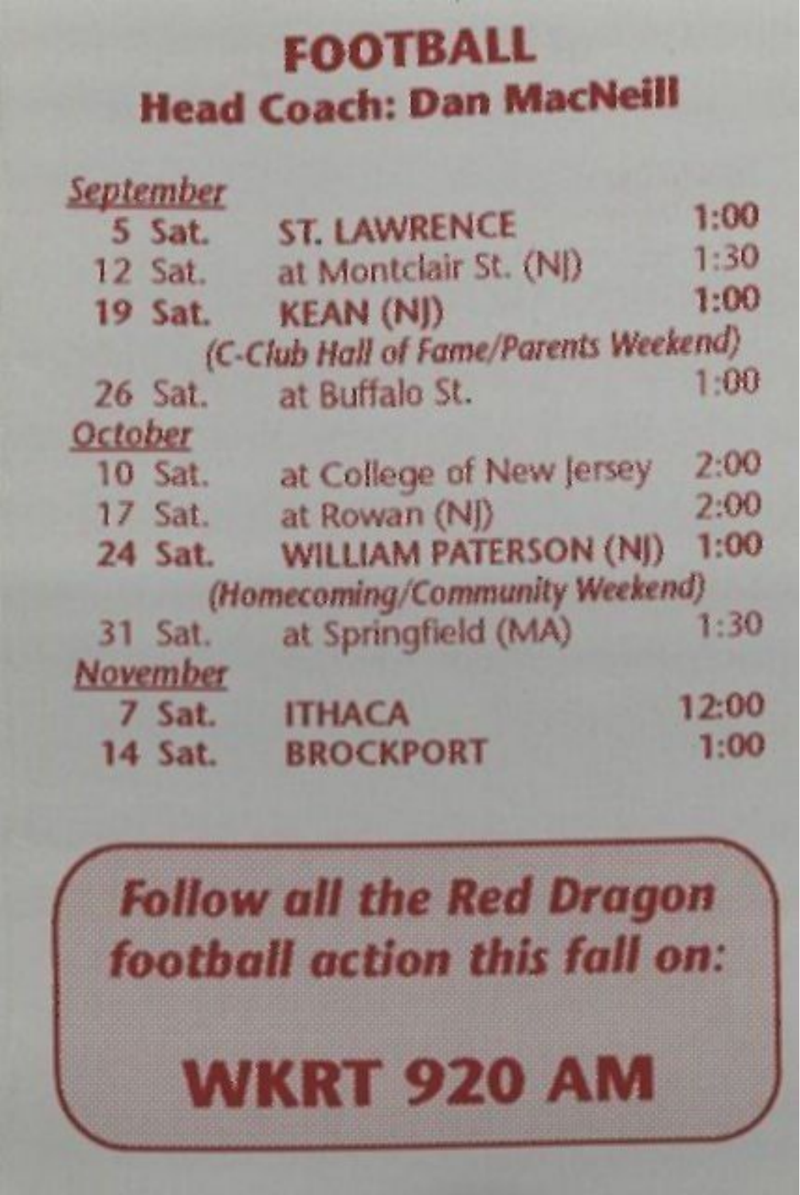# FOOTBALL

## Head Coach: Dan MacNeill

| | | | |
|---|---|---|---|
| ***September*** | | | |
| 5 | **Sat.** | **ST. LAWRENCE** | **1:00** |
| 12 | Sat. | at Montclair St. (NJ) | 1:30 |
| **19** | **Sat.** | **KEAN (NJ)** | **1:00** |
| | | *(C-Club Hall of Fame/Parents Weekend)* | |
| 26 | Sat. | at Buffalo St. | 1:00 |
| ***October*** | | | |
| 10 | Sat. | at College of New Jersey | 2:00 |
| 17 | Sat. | at Rowan (NJ) | 2:00 |
| **24** | **Sat.** | **WILLIAM PATERSON (NJ)** | **1:00** |
| | | *(Homecoming/Community Weekend)* | |
| 31 | Sat. | at Springfield (MA) | 1:30 |
| ***November*** | | | |
| **7** | **Sat.** | **ITHACA** | **12:00** |
| **14** | **Sat.** | **BROCKPORT** | **1:00** |

***Follow all the Red Dragon football action this fall on:***

**WKRT 920 AM**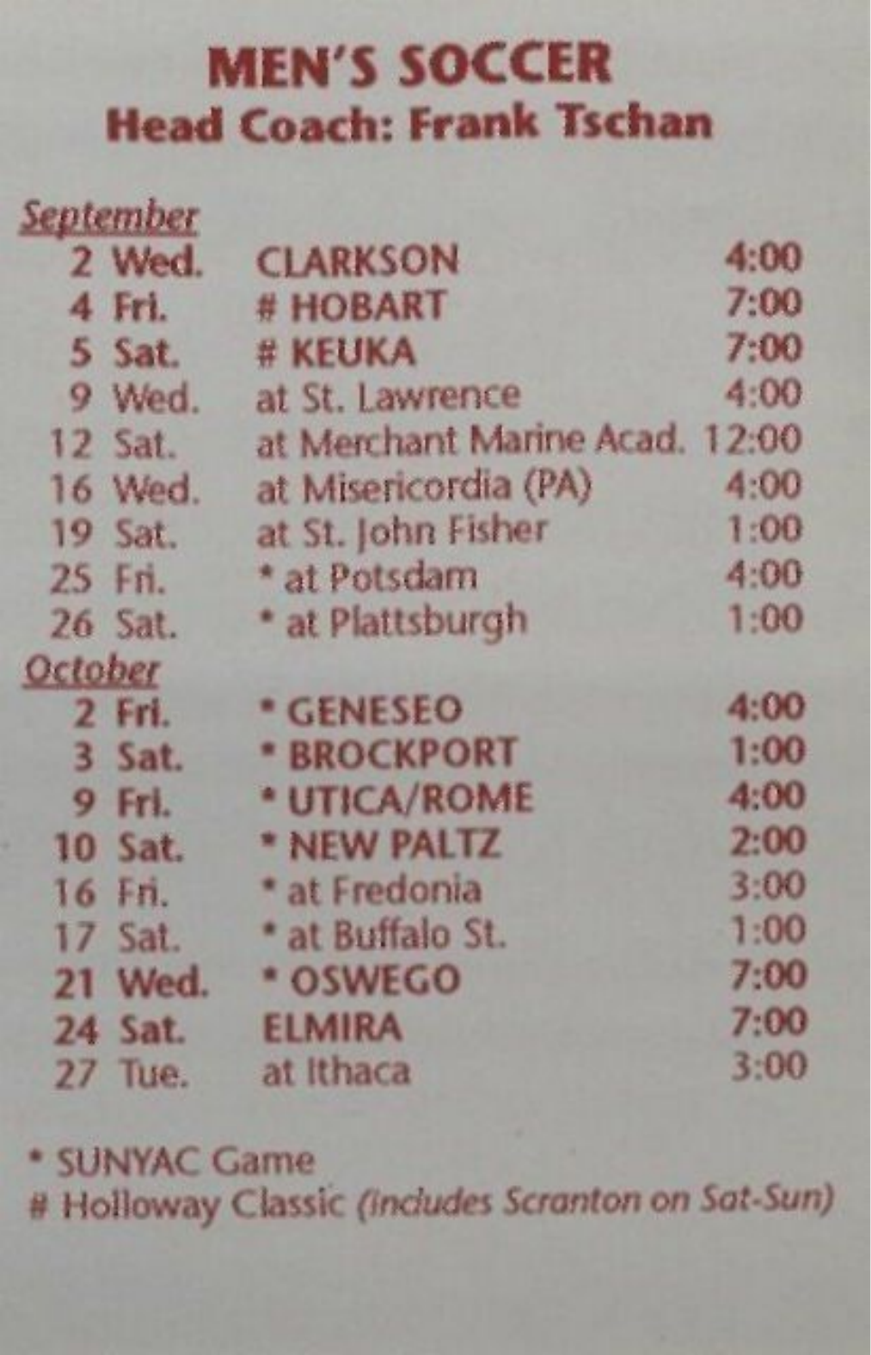# MEN'S SOCCER

## Head Coach: Frank Tschan

**September**

| | | | |
|---|---|---|---|
| 2 | Wed. | CLARKSON | 4:00 |
| 4 | Fri. | # HOBART | 7:00 |
| 5 | Sat. | # KEUKA | 7:00 |
| 9 | Wed. | at St. Lawrence | 4:00 |
| 12 | Sat. | at Merchant Marine Acad. | 12:00 |
| 16 | Wed. | at Misericordia (PA) | 4:00 |
| 19 | Sat. | at St. John Fisher | 1:00 |
| 25 | Fri. | * at Potsdam | 4:00 |
| 26 | Sat. | * at Plattsburgh | 1:00 |

**October**

| | | | |
|---|---|---|---|
| 2 | Fri. | * GENESEO | 4:00 |
| 3 | Sat. | * BROCKPORT | 1:00 |
| 9 | Fri. | * UTICA/ROME | 4:00 |
| 10 | Sat. | * NEW PALTZ | 2:00 |
| 16 | Fri. | * at Fredonia | 3:00 |
| 17 | Sat. | * at Buffalo St. | 1:00 |
| 21 | Wed. | * OSWEGO | 7:00 |
| 24 | Sat. | ELMIRA | 7:00 |
| 27 | Tue. | at Ithaca | 3:00 |

* SUNYAC Game

# Holloway Classic *(includes Scranton on Sat-Sun)*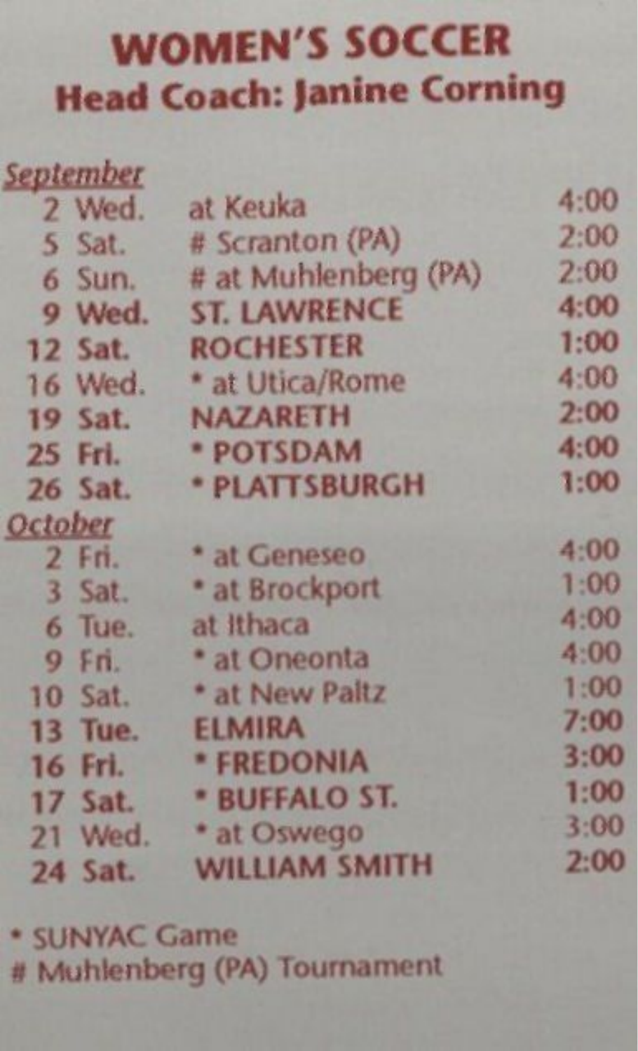# WOMEN'S SOCCER

## Head Coach: Janine Corning

***September***

| Date | Day | Opponent | Time |
|---|---|---|---|
| 2 | Wed. | at Keuka | 4:00 |
| 5 | Sat. | # Scranton (PA) | 2:00 |
| 6 | Sun. | # at Muhlenberg (PA) | 2:00 |
| **9** | **Wed.** | **ST. LAWRENCE** | **4:00** |
| **12** | **Sat.** | **ROCHESTER** | **1:00** |
| 16 | Wed. | * at Utica/Rome | 4:00 |
| **19** | **Sat.** | **NAZARETH** | **2:00** |
| **25** | **Fri.** | **\* POTSDAM** | **4:00** |
| **26** | **Sat.** | **\* PLATTSBURGH** | **1:00** |

***October***

| Date | Day | Opponent | Time |
|---|---|---|---|
| 2 | Fri. | * at Geneseo | 4:00 |
| 3 | Sat. | * at Brockport | 1:00 |
| 6 | Tue. | at Ithaca | 4:00 |
| 9 | Fri. | * at Oneonta | 4:00 |
| 10 | Sat. | * at New Paltz | 1:00 |
| **13** | **Tue.** | **ELMIRA** | **7:00** |
| **16** | **Fri.** | **\* FREDONIA** | **3:00** |
| **17** | **Sat.** | **\* BUFFALO ST.** | **1:00** |
| 21 | Wed. | * at Oswego | 3:00 |
| **24** | **Sat.** | **WILLIAM SMITH** | **2:00** |

* SUNYAC Game
# Muhlenberg (PA) Tournament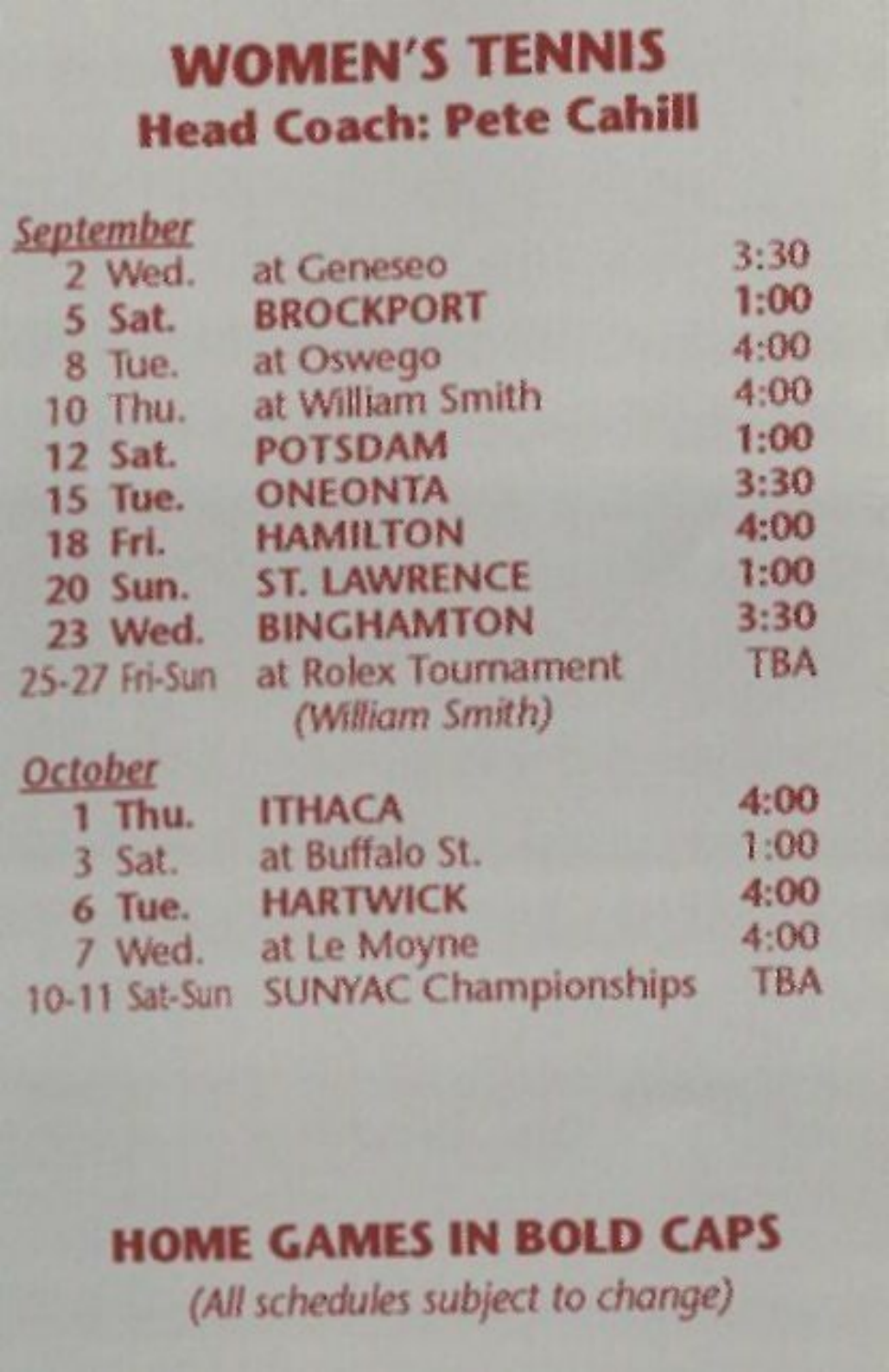# WOMEN'S TENNIS

## Head Coach: Pete Cahill

<u>*September*</u>

| Date | Day | Opponent | Time |
|---|---|---|---|
| 2 | Wed. | at Geneseo | 3:30 |
| 5 | Sat. | **BROCKPORT** | **1:00** |
| 8 | Tue. | at Oswego | 4:00 |
| 10 | Thu. | at William Smith | 4:00 |
| 12 | Sat. | **POTSDAM** | **1:00** |
| 15 | Tue. | **ONEONTA** | **3:30** |
| 18 | Fri. | **HAMILTON** | **4:00** |
| 20 | Sun. | **ST. LAWRENCE** | **1:00** |
| 23 | Wed. | **BINGHAMTON** | **3:30** |
| 25-27 | Fri-Sun | at Rolex Tournament *(William Smith)* | TBA |

<u>*October*</u>

| Date | Day | Opponent | Time |
|---|---|---|---|
| 1 | Thu. | **ITHACA** | **4:00** |
| 3 | Sat. | at Buffalo St. | 1:00 |
| 6 | Tue. | **HARTWICK** | **4:00** |
| 7 | Wed. | at Le Moyne | 4:00 |
| 10-11 | Sat-Sun | SUNYAC Championships | TBA |

**HOME GAMES IN BOLD CAPS**

*(All schedules subject to change)*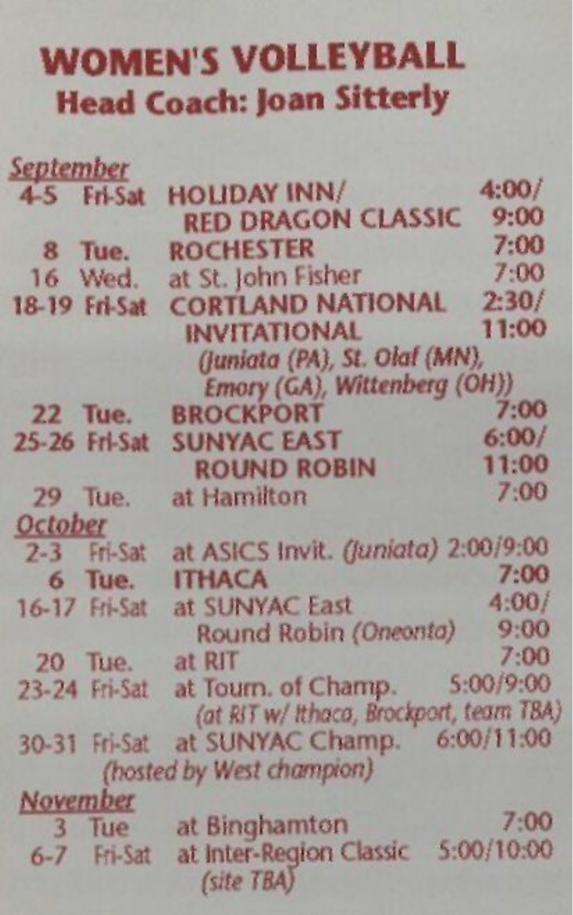# WOMEN'S VOLLEYBALL

## Head Coach: Joan Sitterly

| Date | Day | Opponent | Time |
|---|---|---|---|
| ***September*** | | | |
| 4-5 | Fri-Sat | HOLIDAY INN/ RED DRAGON CLASSIC | 4:00/ 9:00 |
| 8 | Tue. | ROCHESTER | 7:00 |
| 16 | Wed. | at St. John Fisher | 7:00 |
| 18-19 | Fri-Sat | CORTLAND NATIONAL INVITATIONAL *(Juniata (PA), St. Olaf (MN), Emory (GA), Wittenberg (OH))* | 2:30/ 11:00 |
| 22 | Tue. | BROCKPORT | 7:00 |
| 25-26 | Fri-Sat | SUNYAC EAST ROUND ROBIN | 6:00/ 11:00 |
| 29 | Tue. | at Hamilton | 7:00 |
| ***October*** | | | |
| 2-3 | Fri-Sat | at ASICS Invit. *(Juniata)* | 2:00/9:00 |
| 6 | Tue. | ITHACA | 7:00 |
| 16-17 | Fri-Sat | at SUNYAC East Round Robin *(Oneonta)* | 4:00/ 9:00 |
| 20 | Tue. | at RIT | 7:00 |
| 23-24 | Fri-Sat | at Tourn. of Champ. *(at RIT w/ Ithaca, Brockport, team TBA)* | 5:00/9:00 |
| 30-31 | Fri-Sat | at SUNYAC Champ. *(hosted by West champion)* | 6:00/11:00 |
| ***November*** | | | |
| 3 | Tue | at Binghamton | 7:00 |
| 6-7 | Fri-Sat | at Inter-Region Classic *(site TBA)* | 5:00/10:00 |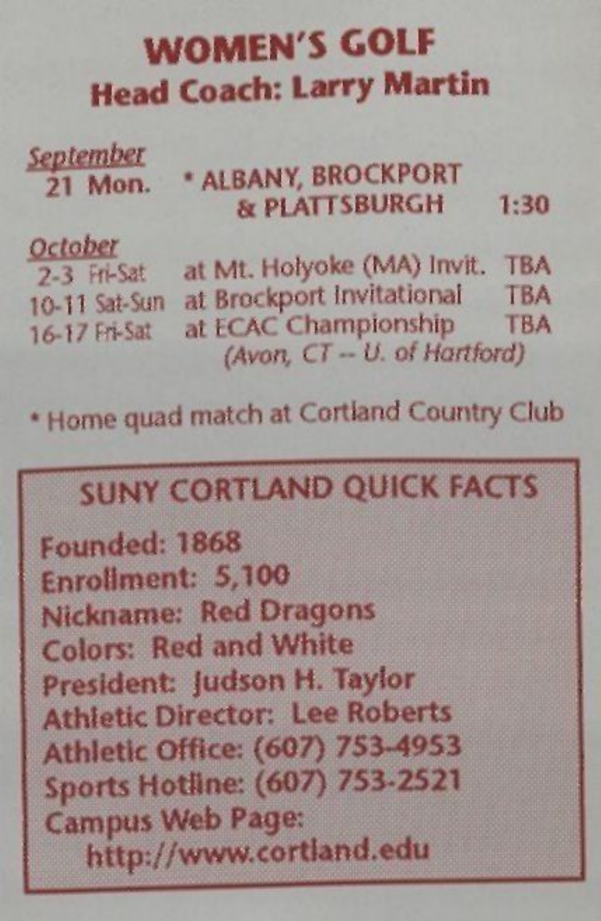# WOMEN'S GOLF

## Head Coach: Larry Martin

*September*

| Date | Opponent | Time |
|---|---|---|
| 21 Mon. | * ALBANY, BROCKPORT & PLATTSBURGH | 1:30 |

*October*

| Date | Opponent | Time |
|---|---|---|
| 2-3 Fri-Sat | at Mt. Holyoke (MA) Invit. | TBA |
| 10-11 Sat-Sun | at Brockport Invitational | TBA |
| 16-17 Fri-Sat | at ECAC Championship *(Avon, CT -- U. of Hartford)* | TBA |

* Home quad match at Cortland Country Club

## SUNY CORTLAND QUICK FACTS

**Founded:** 1868
**Enrollment:** 5,100
**Nickname:** Red Dragons
**Colors:** Red and White
**President:** Judson H. Taylor
**Athletic Director:** Lee Roberts
**Athletic Office:** (607) 753-4953
**Sports Hotline:** (607) 753-2521
**Campus Web Page:** http://www.cortland.edu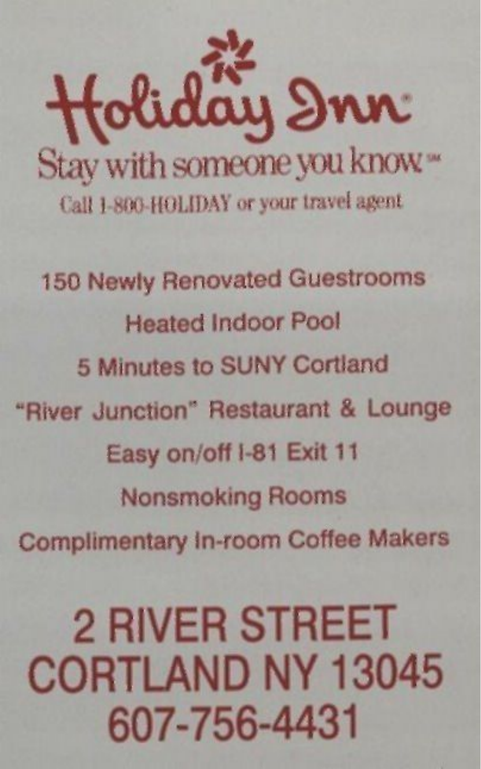# Holiday Inn®

Stay with someone you know.℠

Call 1-800-HOLIDAY or your travel agent

150 Newly Renovated Guestrooms

Heated Indoor Pool

5 Minutes to SUNY Cortland

"River Junction" Restaurant & Lounge

Easy on/off I-81 Exit 11

Nonsmoking Rooms

Complimentary In-room Coffee Makers

## 2 RIVER STREET
## CORTLAND NY 13045
## 607-756-4431